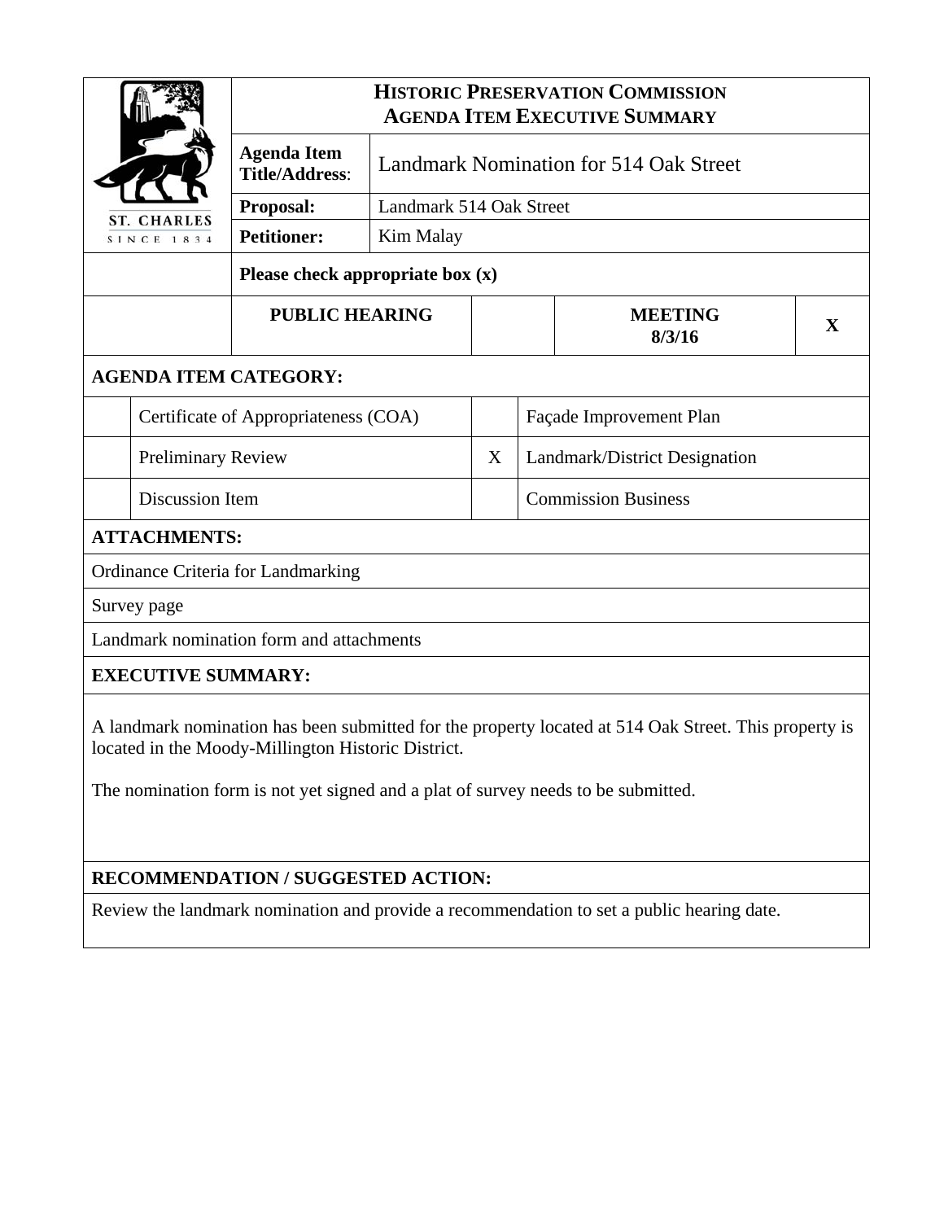# HISTORIC PRESERVATION COMMISSION
## AGENDA ITEM EXECUTIVE SUMMARY

ST. CHARLES
SINCE 1834

| | |
|---|---|
| **Agenda Item Title/Address**: | Landmark Nomination for 514 Oak Street |
| **Proposal:** | Landmark 514 Oak Street |
| **Petitioner:** | Kim Malay |

**Please check appropriate box (x)**

| PUBLIC HEARING | | MEETING 8/3/16 | X |
|---|---|---|---|

**AGENDA ITEM CATEGORY:**

| | | | |
|---|---|---|---|
| | Certificate of Appropriateness (COA) | | Façade Improvement Plan |
| | Preliminary Review | X | Landmark/District Designation |
| | Discussion Item | | Commission Business |

**ATTACHMENTS:**

Ordinance Criteria for Landmarking

Survey page

Landmark nomination form and attachments

**EXECUTIVE SUMMARY:**

A landmark nomination has been submitted for the property located at 514 Oak Street. This property is located in the Moody-Millington Historic District.

The nomination form is not yet signed and a plat of survey needs to be submitted.

**RECOMMENDATION / SUGGESTED ACTION:**

Review the landmark nomination and provide a recommendation to set a public hearing date.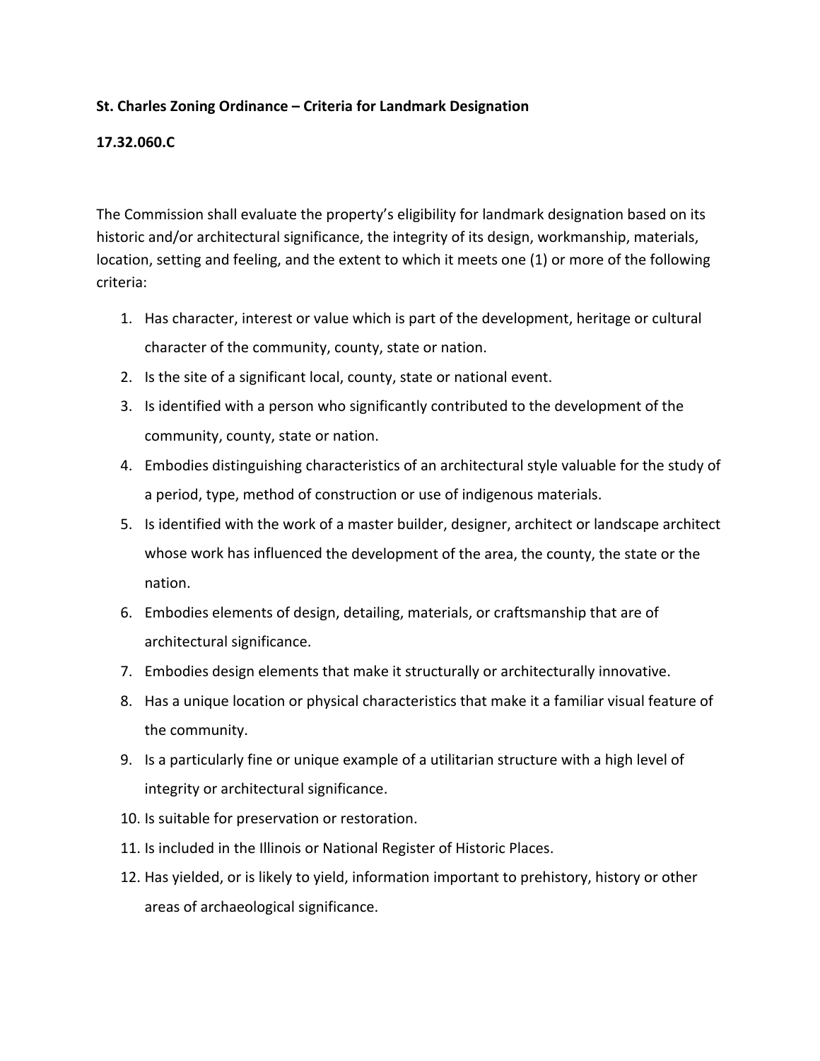**St. Charles Zoning Ordinance – Criteria for Landmark Designation**

**17.32.060.C**

The Commission shall evaluate the property's eligibility for landmark designation based on its historic and/or architectural significance, the integrity of its design, workmanship, materials, location, setting and feeling, and the extent to which it meets one (1) or more of the following criteria:

1. Has character, interest or value which is part of the development, heritage or cultural character of the community, county, state or nation.
2. Is the site of a significant local, county, state or national event.
3. Is identified with a person who significantly contributed to the development of the community, county, state or nation.
4. Embodies distinguishing characteristics of an architectural style valuable for the study of a period, type, method of construction or use of indigenous materials.
5. Is identified with the work of a master builder, designer, architect or landscape architect whose work has influenced the development of the area, the county, the state or the nation.
6. Embodies elements of design, detailing, materials, or craftsmanship that are of architectural significance.
7. Embodies design elements that make it structurally or architecturally innovative.
8. Has a unique location or physical characteristics that make it a familiar visual feature of the community.
9. Is a particularly fine or unique example of a utilitarian structure with a high level of integrity or architectural significance.
10. Is suitable for preservation or restoration.
11. Is included in the Illinois or National Register of Historic Places.
12. Has yielded, or is likely to yield, information important to prehistory, history or other areas of archaeological significance.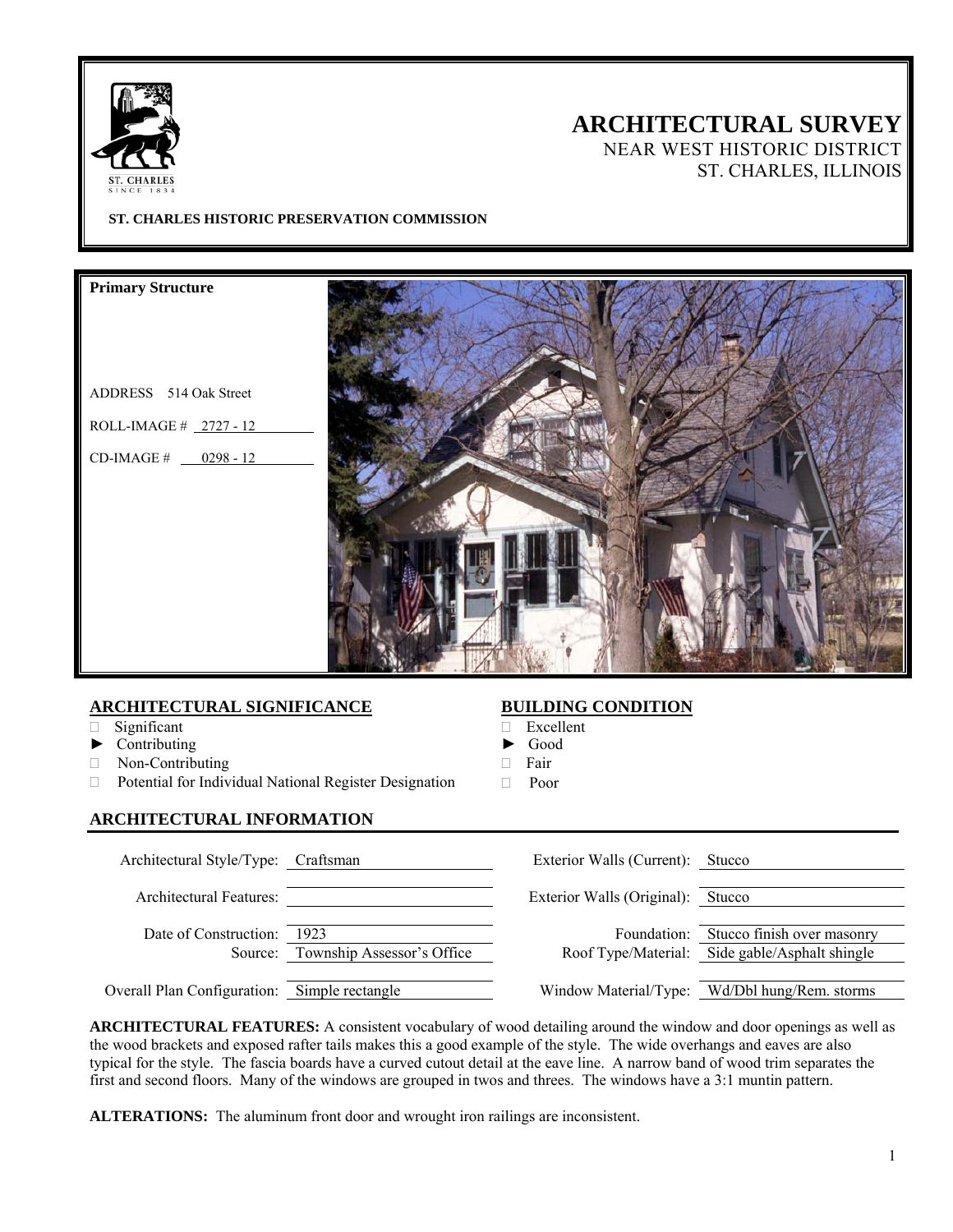# ARCHITECTURAL SURVEY

NEAR WEST HISTORIC DISTRICT
ST. CHARLES, ILLINOIS

**ST. CHARLES HISTORIC PRESERVATION COMMISSION**

**Primary Structure**

ADDRESS 514 Oak Street

ROLL-IMAGE # 2727 - 12

CD-IMAGE # 0298 - 12

## ARCHITECTURAL SIGNIFICANCE

- □ Significant
- ► Contributing
- □ Non-Contributing
- □ Potential for Individual National Register Designation

## BUILDING CONDITION

- □ Excellent
- ► Good
- □ Fair
- □ Poor

## ARCHITECTURAL INFORMATION

| | | | |
|---|---|---|---|
| Architectural Style/Type: | Craftsman | Exterior Walls (Current): | Stucco |
| Architectural Features: | | Exterior Walls (Original): | Stucco |
| Date of Construction: | 1923 | Foundation: | Stucco finish over masonry |
| Source: | Township Assessor's Office | Roof Type/Material: | Side gable/Asphalt shingle |
| Overall Plan Configuration: | Simple rectangle | Window Material/Type: | Wd/Dbl hung/Rem. storms |

**ARCHITECTURAL FEATURES:** A consistent vocabulary of wood detailing around the window and door openings as well as the wood brackets and exposed rafter tails makes this a good example of the style. The wide overhangs and eaves are also typical for the style. The fascia boards have a curved cutout detail at the eave line. A narrow band of wood trim separates the first and second floors. Many of the windows are grouped in twos and threes. The windows have a 3:1 muntin pattern.

**ALTERATIONS:** The aluminum front door and wrought iron railings are inconsistent.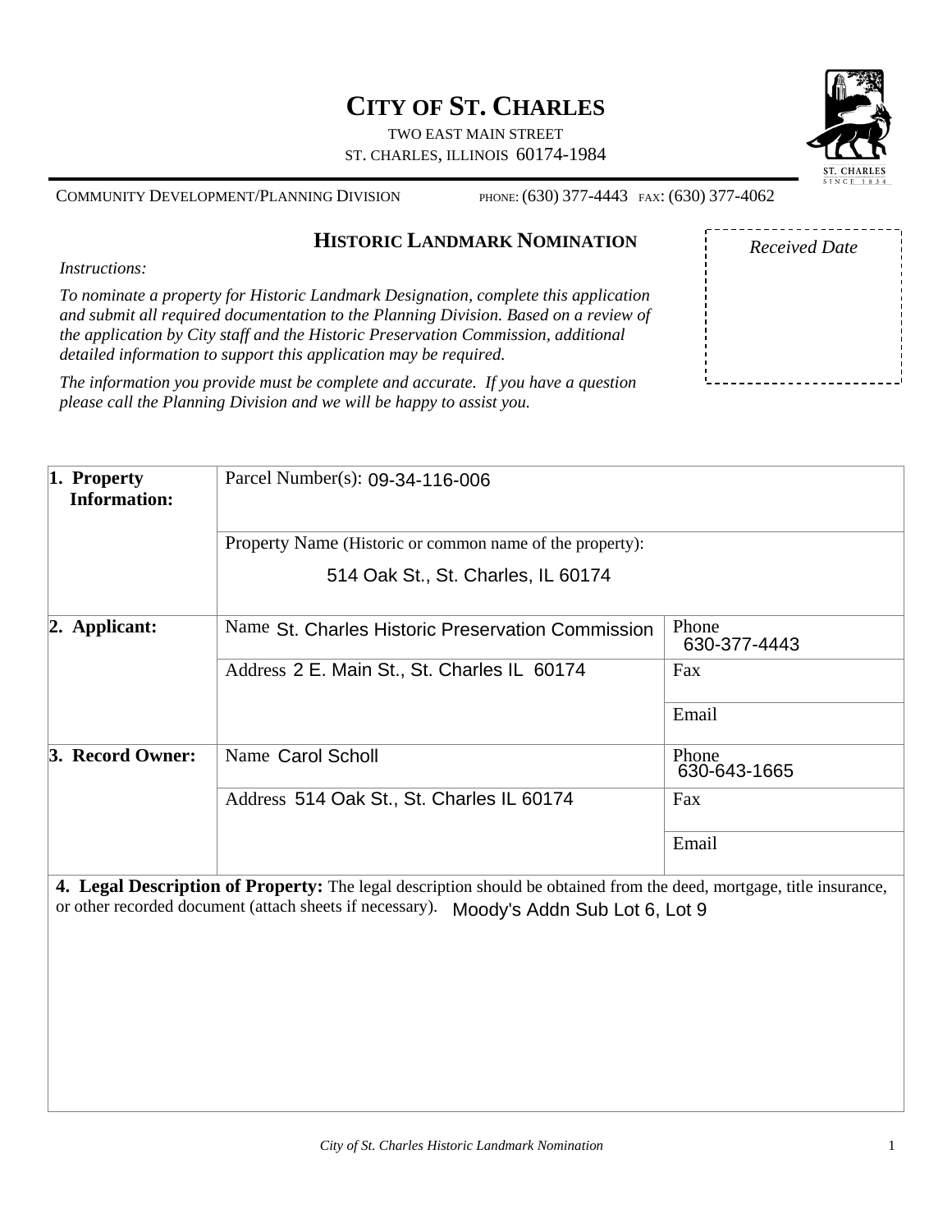# CITY OF ST. CHARLES

TWO EAST MAIN STREET
ST. CHARLES, ILLINOIS 60174-1984

COMMUNITY DEVELOPMENT/PLANNING DIVISION PHONE: (630) 377-4443 FAX: (630) 377-4062

## HISTORIC LANDMARK NOMINATION

*Received Date*

*Instructions:*

*To nominate a property for Historic Landmark Designation, complete this application and submit all required documentation to the Planning Division. Based on a review of the application by City staff and the Historic Preservation Commission, additional detailed information to support this application may be required.*

*The information you provide must be complete and accurate. If you have a question please call the Planning Division and we will be happy to assist you.*

| | | |
|---|---|---|
| **1. Property Information:** | Parcel Number(s): 09-34-116-006 | |
| | Property Name (Historic or common name of the property): 514 Oak St., St. Charles, IL 60174 | |
| **2. Applicant:** | Name St. Charles Historic Preservation Commission | Phone 630-377-4443 |
| | Address 2 E. Main St., St. Charles IL 60174 | Fax |
| | | Email |
| **3. Record Owner:** | Name Carol Scholl | Phone 630-643-1665 |
| | Address 514 Oak St., St. Charles IL 60174 | Fax |
| | | Email |

**4. Legal Description of Property:** The legal description should be obtained from the deed, mortgage, title insurance, or other recorded document (attach sheets if necessary). Moody's Addn Sub Lot 6, Lot 9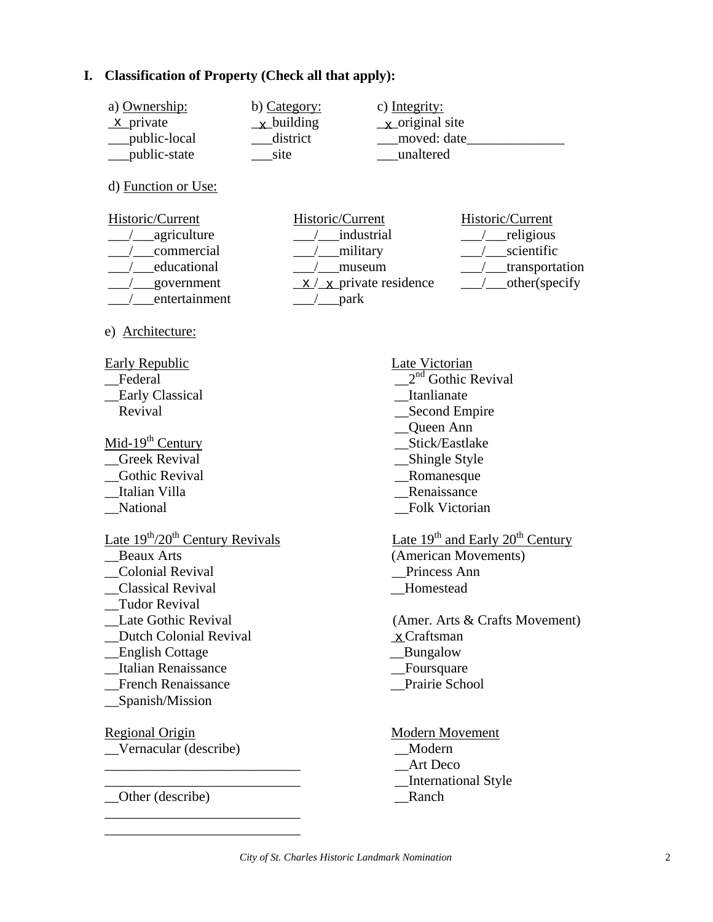## I. Classification of Property (Check all that apply):

a) Ownership:
_x_private
___public-local
___public-state

b) Category:
_x_building
___district
___site

c) Integrity:
_x_original site
___moved: date______________
___unaltered

d) Function or Use:

Historic/Current
___/___agriculture
___/___commercial
___/___educational
___/___government
___/___entertainment

Historic/Current
___/___industrial
___/___military
___/___museum
_x_/_x_private residence
___/___park

Historic/Current
___/___religious
___/___scientific
___/___transportation
___/___other(specify

e) Architecture:

Early Republic
__Federal
__Early Classical Revival

Mid-19th Century
__Greek Revival
__Gothic Revival
__Italian Villa
__National

Late 19th/20th Century Revivals
__Beaux Arts
__Colonial Revival
__Classical Revival
__Tudor Revival
__Late Gothic Revival
__Dutch Colonial Revival
__English Cottage
__Italian Renaissance
__French Renaissance
__Spanish/Mission

Regional Origin
__Vernacular (describe)
____________________________
____________________________
__Other (describe)
____________________________
____________________________

Late Victorian
__2nd Gothic Revival
__Itanlianate
__Second Empire
__Queen Ann
__Stick/Eastlake
__Shingle Style
__Romanesque
__Renaissance
__Folk Victorian

Late 19th and Early 20th Century (American Movements)
__Princess Ann
__Homestead

(Amer. Arts & Crafts Movement)
_x_Craftsman
__Bungalow
__Foursquare
__Prairie School

Modern Movement
__Modern
__Art Deco
__International Style
__Ranch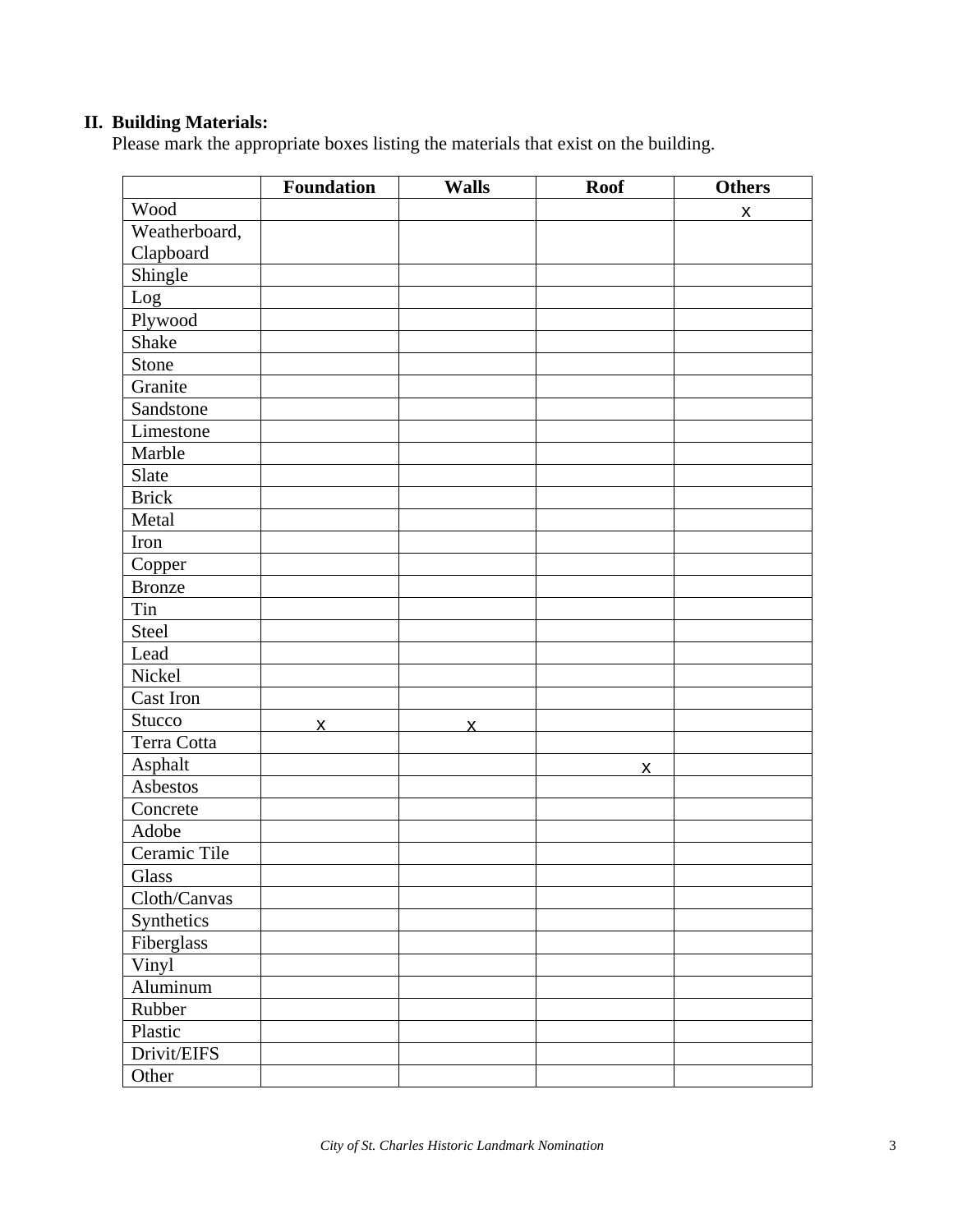**II. Building Materials:**

Please mark the appropriate boxes listing the materials that exist on the building.

| | Foundation | Walls | Roof | Others |
|---|---|---|---|---|
| Wood | | | | x |
| Weatherboard, Clapboard | | | | |
| Shingle | | | | |
| Log | | | | |
| Plywood | | | | |
| Shake | | | | |
| Stone | | | | |
| Granite | | | | |
| Sandstone | | | | |
| Limestone | | | | |
| Marble | | | | |
| Slate | | | | |
| Brick | | | | |
| Metal | | | | |
| Iron | | | | |
| Copper | | | | |
| Bronze | | | | |
| Tin | | | | |
| Steel | | | | |
| Lead | | | | |
| Nickel | | | | |
| Cast Iron | | | | |
| Stucco | x | x | | |
| Terra Cotta | | | | |
| Asphalt | | | x | |
| Asbestos | | | | |
| Concrete | | | | |
| Adobe | | | | |
| Ceramic Tile | | | | |
| Glass | | | | |
| Cloth/Canvas | | | | |
| Synthetics | | | | |
| Fiberglass | | | | |
| Vinyl | | | | |
| Aluminum | | | | |
| Rubber | | | | |
| Plastic | | | | |
| Drivit/EIFS | | | | |
| Other | | | | |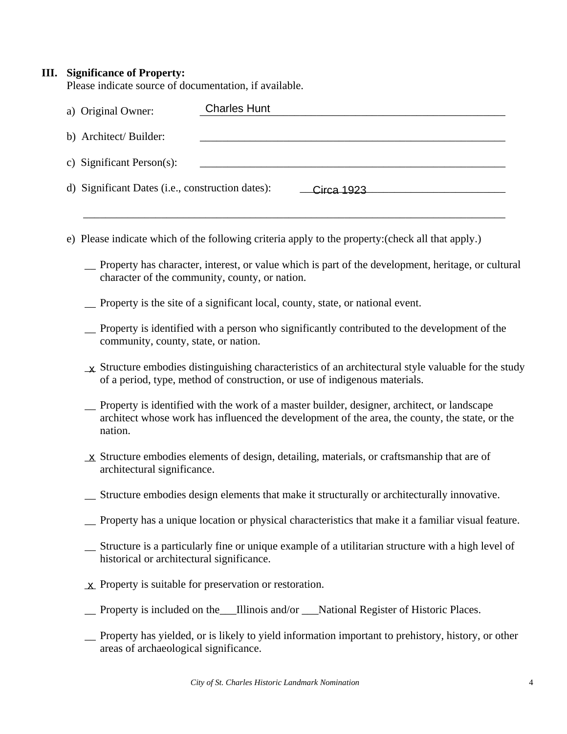## III. Significance of Property:

Please indicate source of documentation, if available.

a) Original Owner: Charles Hunt

b) Architect/ Builder: ____________________

c) Significant Person(s): ____________________

d) Significant Dates (i.e., construction dates): Circa 1923

____________________

e) Please indicate which of the following criteria apply to the property:(check all that apply.)

__ Property has character, interest, or value which is part of the development, heritage, or cultural character of the community, county, or nation.

__ Property is the site of a significant local, county, state, or national event.

__ Property is identified with a person who significantly contributed to the development of the community, county, state, or nation.

_x_ Structure embodies distinguishing characteristics of an architectural style valuable for the study of a period, type, method of construction, or use of indigenous materials.

__ Property is identified with the work of a master builder, designer, architect, or landscape architect whose work has influenced the development of the area, the county, the state, or the nation.

_x_ Structure embodies elements of design, detailing, materials, or craftsmanship that are of architectural significance.

__ Structure embodies design elements that make it structurally or architecturally innovative.

__ Property has a unique location or physical characteristics that make it a familiar visual feature.

__ Structure is a particularly fine or unique example of a utilitarian structure with a high level of historical or architectural significance.

_x_ Property is suitable for preservation or restoration.

__ Property is included on the___Illinois and/or ___National Register of Historic Places.

__ Property has yielded, or is likely to yield information important to prehistory, history, or other areas of archaeological significance.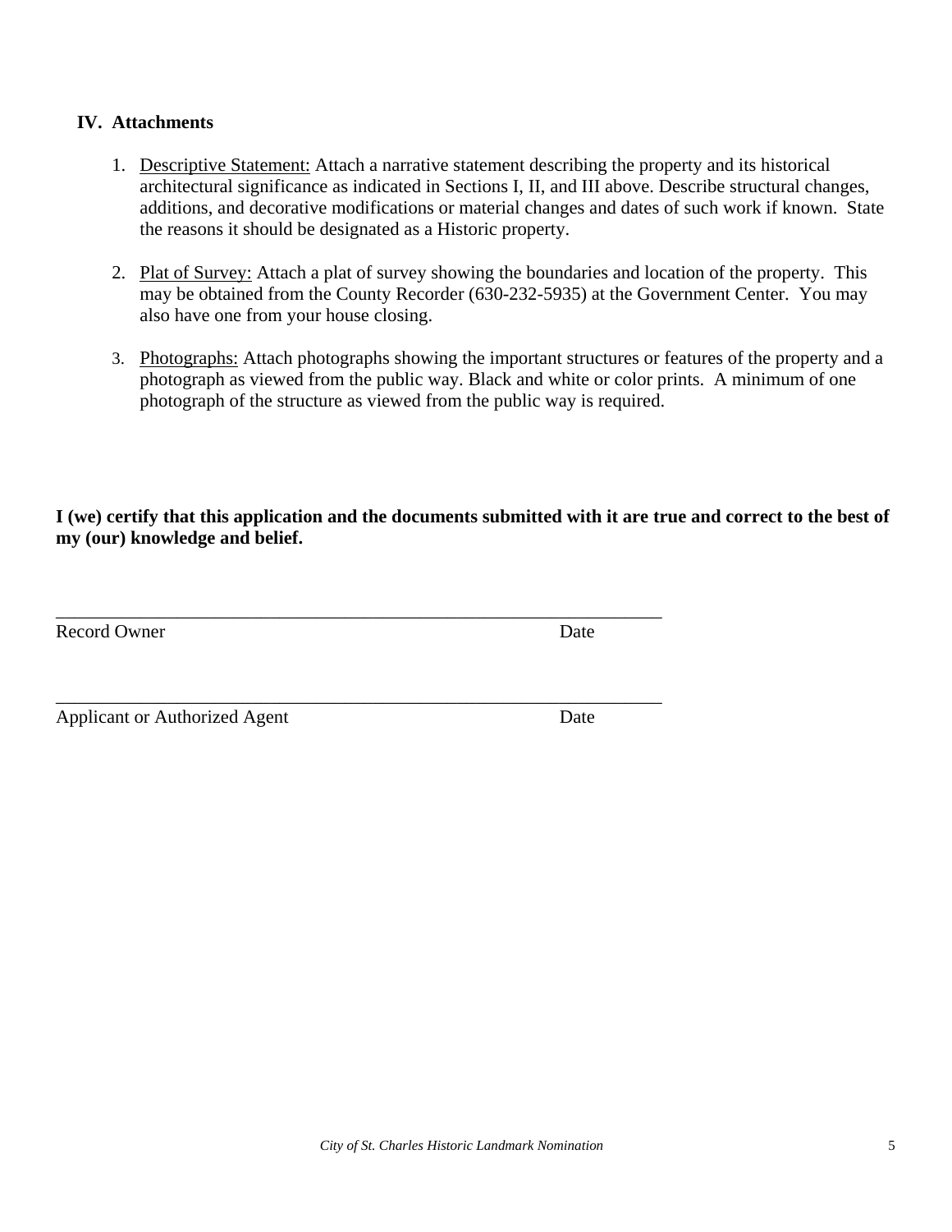## IV. Attachments

1. Descriptive Statement: Attach a narrative statement describing the property and its historical architectural significance as indicated in Sections I, II, and III above. Describe structural changes, additions, and decorative modifications or material changes and dates of such work if known. State the reasons it should be designated as a Historic property.

2. Plat of Survey: Attach a plat of survey showing the boundaries and location of the property. This may be obtained from the County Recorder (630-232-5935) at the Government Center. You may also have one from your house closing.

3. Photographs: Attach photographs showing the important structures or features of the property and a photograph as viewed from the public way. Black and white or color prints. A minimum of one photograph of the structure as viewed from the public way is required.

**I (we) certify that this application and the documents submitted with it are true and correct to the best of my (our) knowledge and belief.**

\_\_\_\_\_\_\_\_\_\_\_\_\_\_\_\_\_\_\_\_\_\_\_\_\_\_\_\_\_\_\_\_\_\_\_\_\_\_\_\_\_\_\_\_\_\_\_\_\_\_\_\_\_\_\_\_\_\_\_\_\_\_\_\_

Record Owner                                                            Date

\_\_\_\_\_\_\_\_\_\_\_\_\_\_\_\_\_\_\_\_\_\_\_\_\_\_\_\_\_\_\_\_\_\_\_\_\_\_\_\_\_\_\_\_\_\_\_\_\_\_\_\_\_\_\_\_\_\_\_\_\_\_\_\_

Applicant or Authorized Agent                                           Date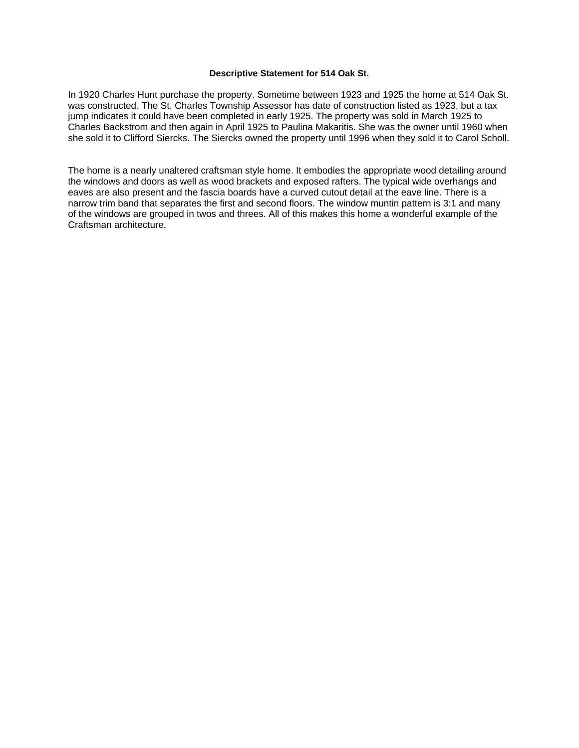**Descriptive Statement for 514 Oak St.**

In 1920 Charles Hunt purchase the property. Sometime between 1923 and 1925 the home at 514 Oak St. was constructed. The St. Charles Township Assessor has date of construction listed as 1923, but a tax jump indicates it could have been completed in early 1925. The property was sold in March 1925 to Charles Backstrom and then again in April 1925 to Paulina Makaritis. She was the owner until 1960 when she sold it to Clifford Siercks. The Siercks owned the property until 1996 when they sold it to Carol Scholl.

The home is a nearly unaltered craftsman style home. It embodies the appropriate wood detailing around the windows and doors as well as wood brackets and exposed rafters. The typical wide overhangs and eaves are also present and the fascia boards have a curved cutout detail at the eave line. There is a narrow trim band that separates the first and second floors. The window muntin pattern is 3:1 and many of the windows are grouped in twos and threes. All of this makes this home a wonderful example of the Craftsman architecture.